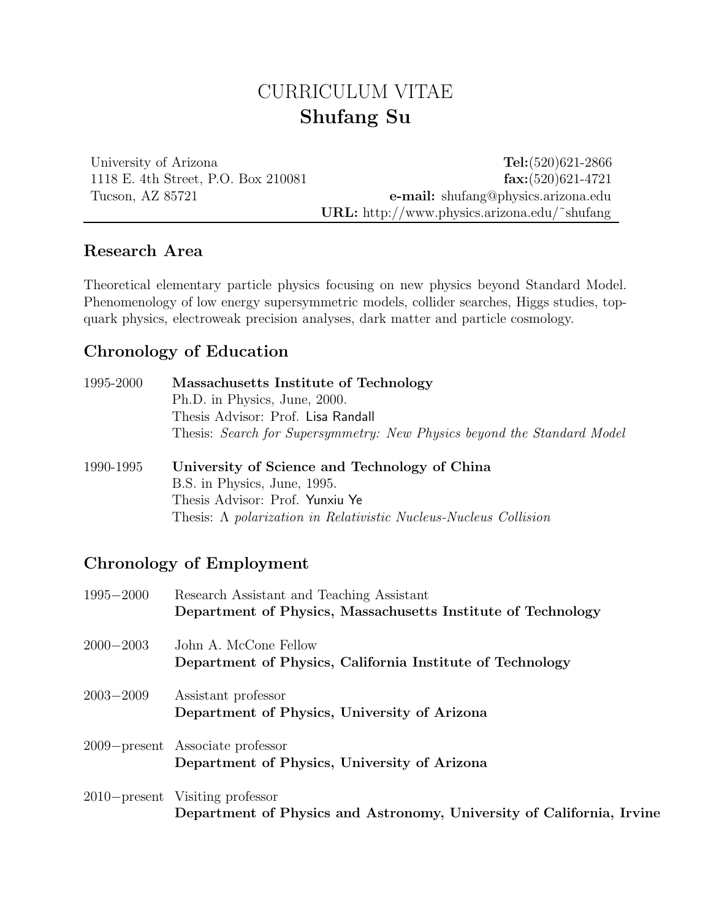# CURRICULUM VITAE
# Shufang Su

University of Arizona
1118 E. 4th Street, P.O. Box 210081
Tucson, AZ 85721

**Tel:**(520)621-2866
**fax:**(520)621-4721
**e-mail:** shufang@physics.arizona.edu
**URL:** http://www.physics.arizona.edu/~shufang

## Research Area

Theoretical elementary particle physics focusing on new physics beyond Standard Model. Phenomenology of low energy supersymmetric models, collider searches, Higgs studies, top-quark physics, electroweak precision analyses, dark matter and particle cosmology.

## Chronology of Education

1995-2000 **Massachusetts Institute of Technology**
Ph.D. in Physics, June, 2000.
Thesis Advisor: Prof. Lisa Randall
Thesis: *Search for Supersymmetry: New Physics beyond the Standard Model*

1990-1995 **University of Science and Technology of China**
B.S. in Physics, June, 1995.
Thesis Advisor: Prof. Yunxiu Ye
Thesis: *$\Lambda$ polarization in Relativistic Nucleus-Nucleus Collision*

## Chronology of Employment

1995−2000 Research Assistant and Teaching Assistant
**Department of Physics, Massachusetts Institute of Technology**

2000−2003 John A. McCone Fellow
**Department of Physics, California Institute of Technology**

2003−2009 Assistant professor
**Department of Physics, University of Arizona**

2009−present Associate professor
**Department of Physics, University of Arizona**

2010−present Visiting professor
**Department of Physics and Astronomy, University of California, Irvine**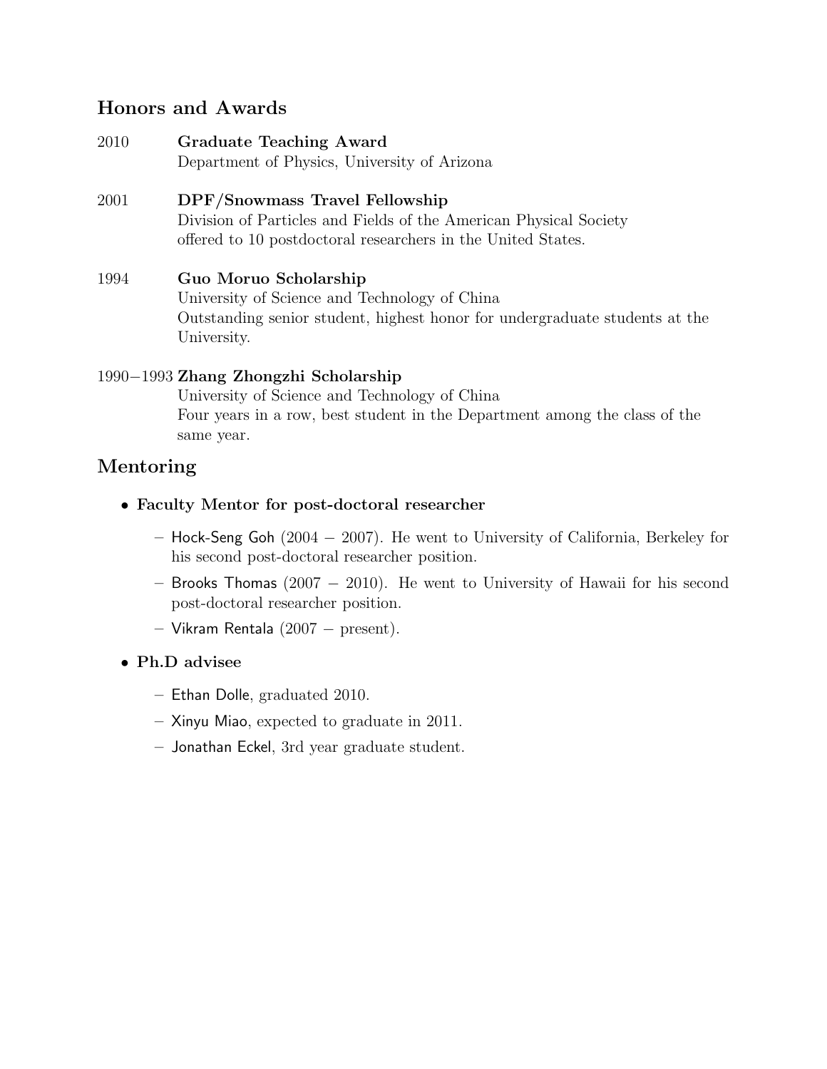## Honors and Awards

2010 **Graduate Teaching Award**
Department of Physics, University of Arizona

2001 **DPF/Snowmass Travel Fellowship**
Division of Particles and Fields of the American Physical Society
offered to 10 postdoctoral researchers in the United States.

1994 **Guo Moruo Scholarship**
University of Science and Technology of China
Outstanding senior student, highest honor for undergraduate students at the University.

1990−1993 **Zhang Zhongzhi Scholarship**
University of Science and Technology of China
Four years in a row, best student in the Department among the class of the same year.

## Mentoring

- **Faculty Mentor for post-doctoral researcher**
  - Hock-Seng Goh (2004 − 2007). He went to University of California, Berkeley for his second post-doctoral researcher position.
  - Brooks Thomas (2007 − 2010). He went to University of Hawaii for his second post-doctoral researcher position.
  - Vikram Rentala (2007 − present).
- **Ph.D advisee**
  - Ethan Dolle, graduated 2010.
  - Xinyu Miao, expected to graduate in 2011.
  - Jonathan Eckel, 3rd year graduate student.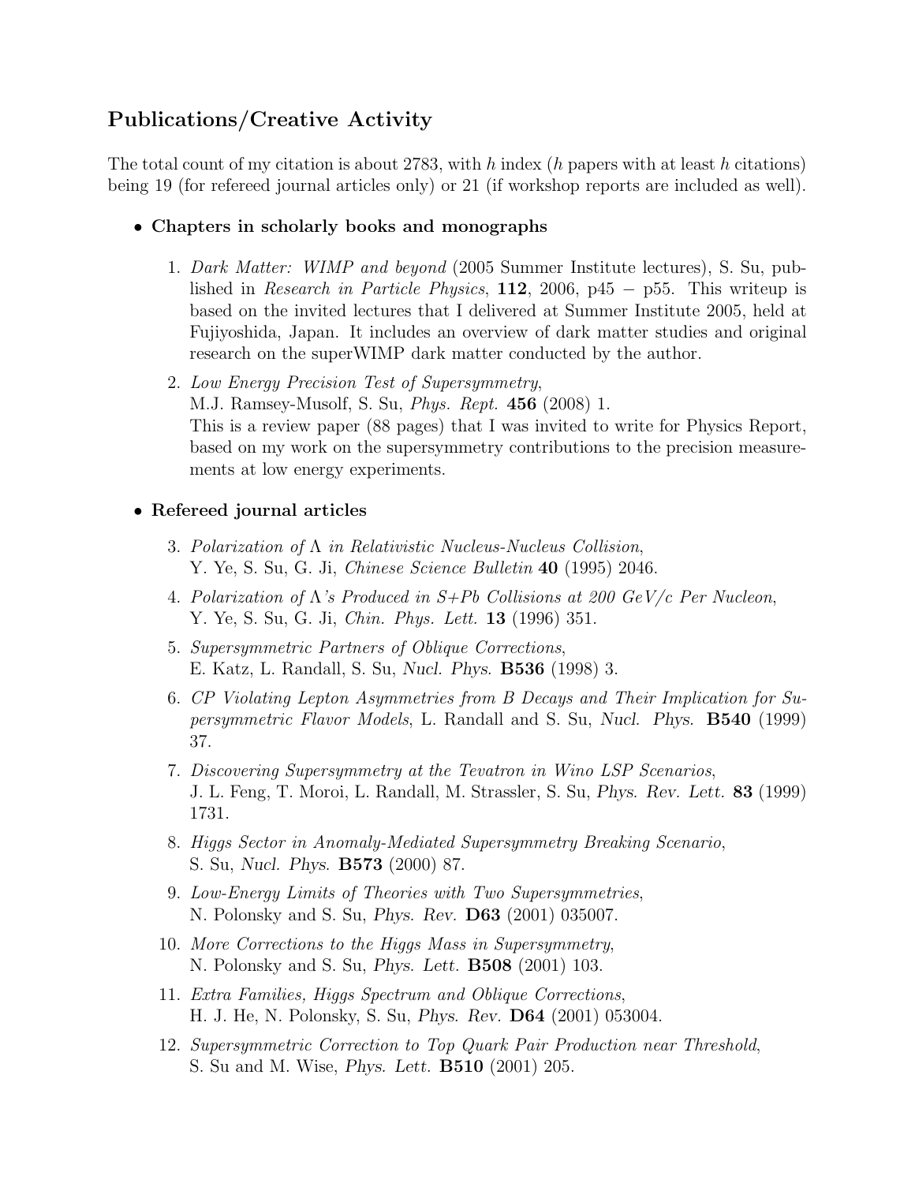## Publications/Creative Activity

The total count of my citation is about 2783, with $h$ index ($h$ papers with at least $h$ citations) being 19 (for refereed journal articles only) or 21 (if workshop reports are included as well).

- **Chapters in scholarly books and monographs**

1. *Dark Matter: WIMP and beyond* (2005 Summer Institute lectures), S. Su, published in *Research in Particle Physics*, **112**, 2006, p45 − p55. This writeup is based on the invited lectures that I delivered at Summer Institute 2005, held at Fujiyoshida, Japan. It includes an overview of dark matter studies and original research on the superWIMP dark matter conducted by the author.
2. *Low Energy Precision Test of Supersymmetry*,
   M.J. Ramsey-Musolf, S. Su, *Phys. Rept.* **456** (2008) 1.
   This is a review paper (88 pages) that I was invited to write for Physics Report, based on my work on the supersymmetry contributions to the precision measurements at low energy experiments.

- **Refereed journal articles**

3. *Polarization of $\Lambda$ in Relativistic Nucleus-Nucleus Collision*,
   Y. Ye, S. Su, G. Ji, *Chinese Science Bulletin* **40** (1995) 2046.
4. *Polarization of $\Lambda$'s Produced in S+Pb Collisions at 200 GeV/c Per Nucleon*,
   Y. Ye, S. Su, G. Ji, *Chin. Phys. Lett.* **13** (1996) 351.
5. *Supersymmetric Partners of Oblique Corrections*,
   E. Katz, L. Randall, S. Su, *Nucl. Phys.* **B536** (1998) 3.
6. *CP Violating Lepton Asymmetries from B Decays and Their Implication for Supersymmetric Flavor Models*, L. Randall and S. Su, *Nucl. Phys.* **B540** (1999) 37.
7. *Discovering Supersymmetry at the Tevatron in Wino LSP Scenarios*,
   J. L. Feng, T. Moroi, L. Randall, M. Strassler, S. Su, *Phys. Rev. Lett.* **83** (1999) 1731.
8. *Higgs Sector in Anomaly-Mediated Supersymmetry Breaking Scenario*,
   S. Su, *Nucl. Phys.* **B573** (2000) 87.
9. *Low-Energy Limits of Theories with Two Supersymmetries*,
   N. Polonsky and S. Su, *Phys. Rev.* **D63** (2001) 035007.
10. *More Corrections to the Higgs Mass in Supersymmetry*,
    N. Polonsky and S. Su, *Phys. Lett.* **B508** (2001) 103.
11. *Extra Families, Higgs Spectrum and Oblique Corrections*,
    H. J. He, N. Polonsky, S. Su, *Phys. Rev.* **D64** (2001) 053004.
12. *Supersymmetric Correction to Top Quark Pair Production near Threshold*,
    S. Su and M. Wise, *Phys. Lett.* **B510** (2001) 205.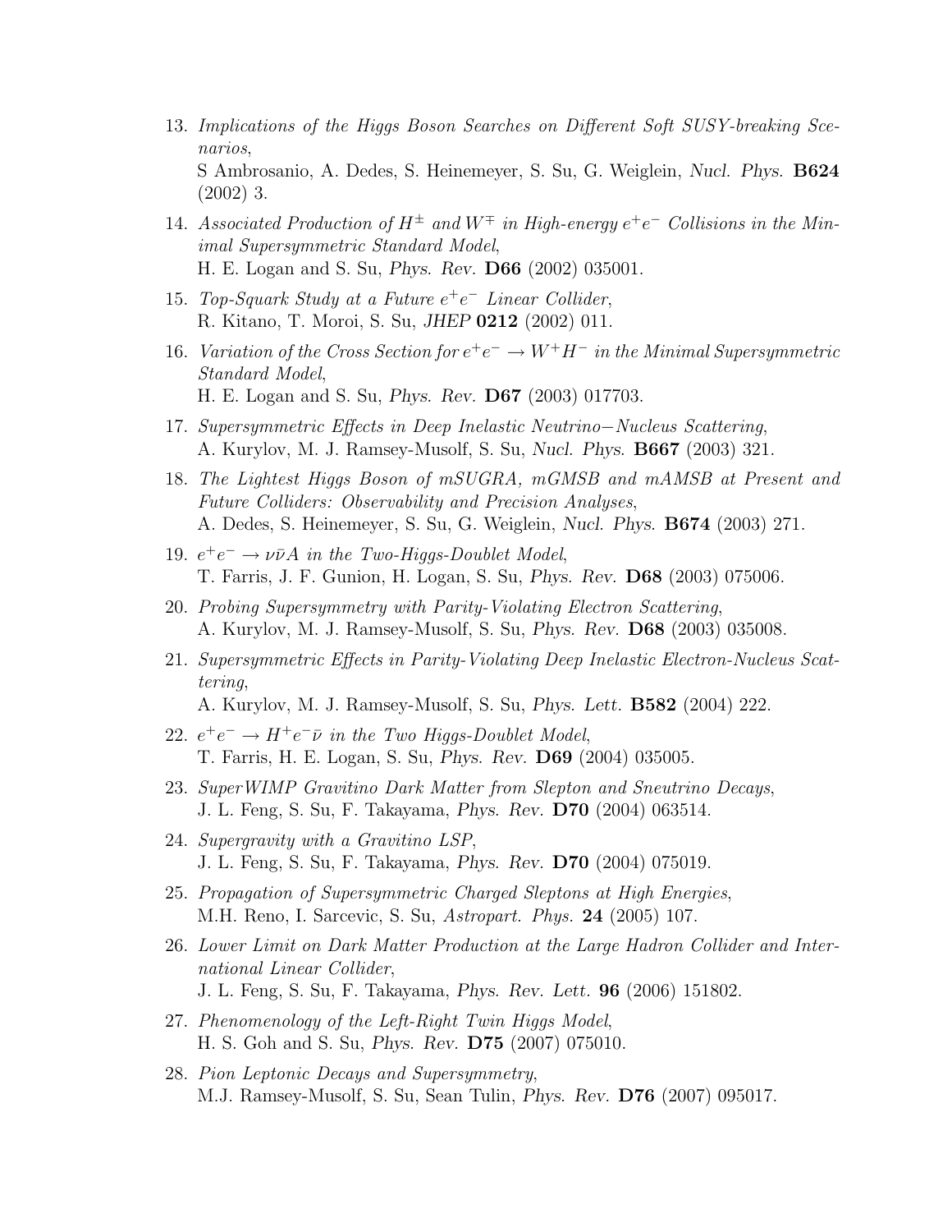13. *Implications of the Higgs Boson Searches on Different Soft SUSY-breaking Scenarios*,
    S Ambrosanio, A. Dedes, S. Heinemeyer, S. Su, G. Weiglein, *Nucl. Phys.* **B624** (2002) 3.

14. *Associated Production of $H^\pm$ and $W^\mp$ in High-energy $e^+e^-$ Collisions in the Minimal Supersymmetric Standard Model*,
    H. E. Logan and S. Su, *Phys. Rev.* **D66** (2002) 035001.

15. *Top-Squark Study at a Future $e^+e^-$ Linear Collider*,
    R. Kitano, T. Moroi, S. Su, *JHEP* **0212** (2002) 011.

16. *Variation of the Cross Section for $e^+e^- \to W^+H^-$ in the Minimal Supersymmetric Standard Model*,
    H. E. Logan and S. Su, *Phys. Rev.* **D67** (2003) 017703.

17. *Supersymmetric Effects in Deep Inelastic Neutrino−Nucleus Scattering*,
    A. Kurylov, M. J. Ramsey-Musolf, S. Su, *Nucl. Phys.* **B667** (2003) 321.

18. *The Lightest Higgs Boson of mSUGRA, mGMSB and mAMSB at Present and Future Colliders: Observability and Precision Analyses*,
    A. Dedes, S. Heinemeyer, S. Su, G. Weiglein, *Nucl. Phys.* **B674** (2003) 271.

19. *$e^+e^- \to \nu\bar{\nu}A$ in the Two-Higgs-Doublet Model*,
    T. Farris, J. F. Gunion, H. Logan, S. Su, *Phys. Rev.* **D68** (2003) 075006.

20. *Probing Supersymmetry with Parity-Violating Electron Scattering*,
    A. Kurylov, M. J. Ramsey-Musolf, S. Su, *Phys. Rev.* **D68** (2003) 035008.

21. *Supersymmetric Effects in Parity-Violating Deep Inelastic Electron-Nucleus Scattering*,
    A. Kurylov, M. J. Ramsey-Musolf, S. Su, *Phys. Lett.* **B582** (2004) 222.

22. *$e^+e^- \to H^+e^-\bar{\nu}$ in the Two Higgs-Doublet Model*,
    T. Farris, H. E. Logan, S. Su, *Phys. Rev.* **D69** (2004) 035005.

23. *SuperWIMP Gravitino Dark Matter from Slepton and Sneutrino Decays*,
    J. L. Feng, S. Su, F. Takayama, *Phys. Rev.* **D70** (2004) 063514.

24. *Supergravity with a Gravitino LSP*,
    J. L. Feng, S. Su, F. Takayama, *Phys. Rev.* **D70** (2004) 075019.

25. *Propagation of Supersymmetric Charged Sleptons at High Energies*,
    M.H. Reno, I. Sarcevic, S. Su, *Astropart. Phys.* **24** (2005) 107.

26. *Lower Limit on Dark Matter Production at the Large Hadron Collider and International Linear Collider*,
    J. L. Feng, S. Su, F. Takayama, *Phys. Rev. Lett.* **96** (2006) 151802.

27. *Phenomenology of the Left-Right Twin Higgs Model*,
    H. S. Goh and S. Su, *Phys. Rev.* **D75** (2007) 075010.

28. *Pion Leptonic Decays and Supersymmetry*,
    M.J. Ramsey-Musolf, S. Su, Sean Tulin, *Phys. Rev.* **D76** (2007) 095017.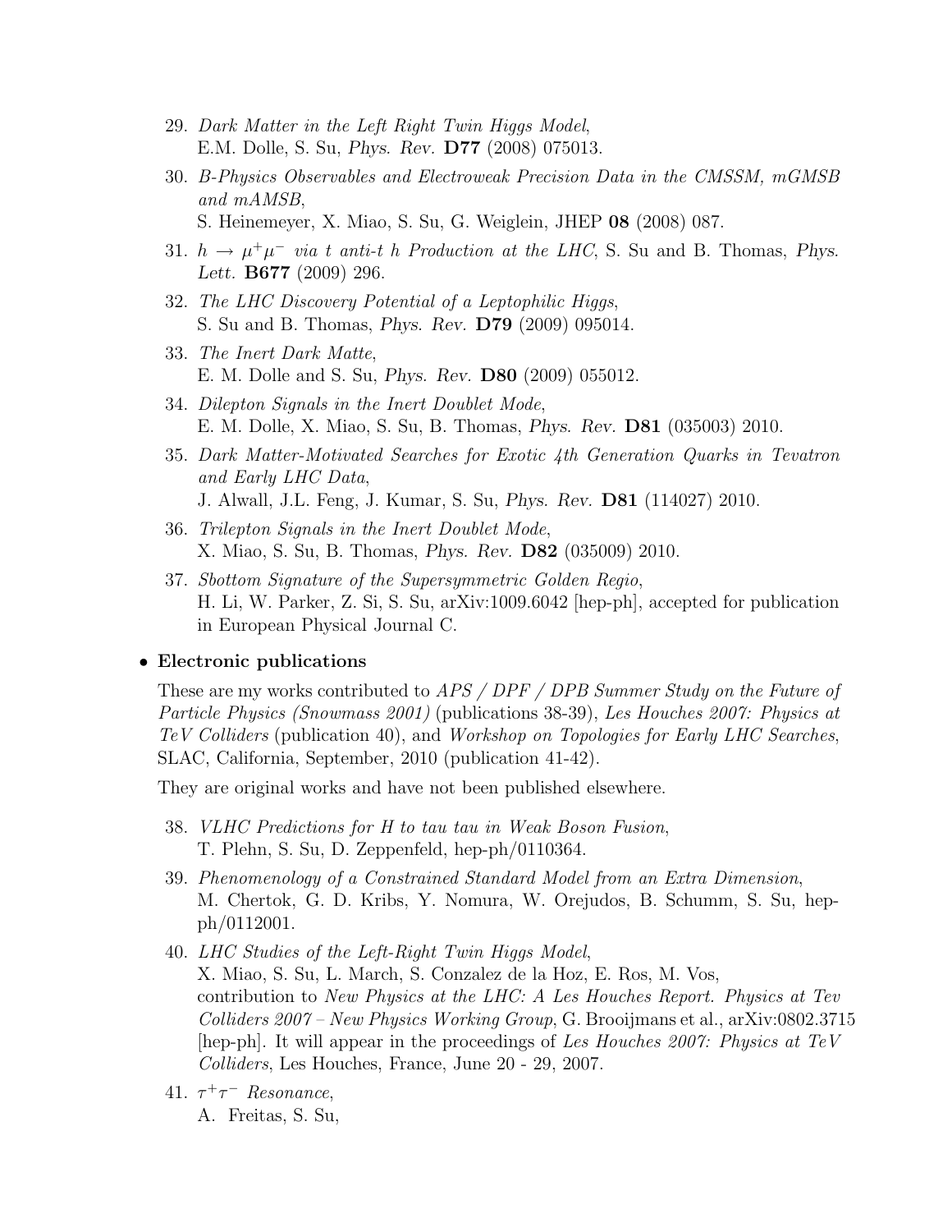29. *Dark Matter in the Left Right Twin Higgs Model*,
    E.M. Dolle, S. Su, *Phys. Rev.* **D77** (2008) 075013.
30. *B-Physics Observables and Electroweak Precision Data in the CMSSM, mGMSB and mAMSB*,
    S. Heinemeyer, X. Miao, S. Su, G. Weiglein, JHEP **08** (2008) 087.
31. *$h \to \mu^+\mu^-$ via t anti-t h Production at the LHC*, S. Su and B. Thomas, *Phys. Lett.* **B677** (2009) 296.
32. *The LHC Discovery Potential of a Leptophilic Higgs*,
    S. Su and B. Thomas, *Phys. Rev.* **D79** (2009) 095014.
33. *The Inert Dark Matte*,
    E. M. Dolle and S. Su, *Phys. Rev.* **D80** (2009) 055012.
34. *Dilepton Signals in the Inert Doublet Mode*,
    E. M. Dolle, X. Miao, S. Su, B. Thomas, *Phys. Rev.* **D81** (035003) 2010.
35. *Dark Matter-Motivated Searches for Exotic 4th Generation Quarks in Tevatron and Early LHC Data*,
    J. Alwall, J.L. Feng, J. Kumar, S. Su, *Phys. Rev.* **D81** (114027) 2010.
36. *Trilepton Signals in the Inert Doublet Mode*,
    X. Miao, S. Su, B. Thomas, *Phys. Rev.* **D82** (035009) 2010.
37. *Sbottom Signature of the Supersymmetric Golden Regio*,
    H. Li, W. Parker, Z. Si, S. Su, arXiv:1009.6042 [hep-ph], accepted for publication in European Physical Journal C.

- **Electronic publications**

  These are my works contributed to *APS / DPF / DPB Summer Study on the Future of Particle Physics (Snowmass 2001)* (publications 38-39), *Les Houches 2007: Physics at TeV Colliders* (publication 40), and *Workshop on Topologies for Early LHC Searches*, SLAC, California, September, 2010 (publication 41-42).

  They are original works and have not been published elsewhere.

38. *VLHC Predictions for H to tau tau in Weak Boson Fusion*,
    T. Plehn, S. Su, D. Zeppenfeld, hep-ph/0110364.
39. *Phenomenology of a Constrained Standard Model from an Extra Dimension*,
    M. Chertok, G. D. Kribs, Y. Nomura, W. Orejudos, B. Schumm, S. Su, hep-ph/0112001.
40. *LHC Studies of the Left-Right Twin Higgs Model*,
    X. Miao, S. Su, L. March, S. Conzalez de la Hoz, E. Ros, M. Vos, contribution to *New Physics at the LHC: A Les Houches Report. Physics at Tev Colliders 2007 – New Physics Working Group*, G. Brooijmans et al., arXiv:0802.3715 [hep-ph]. It will appear in the proceedings of *Les Houches 2007: Physics at TeV Colliders*, Les Houches, France, June 20 - 29, 2007.
41. *$\tau^+\tau^-$ Resonance*,
    A. Freitas, S. Su,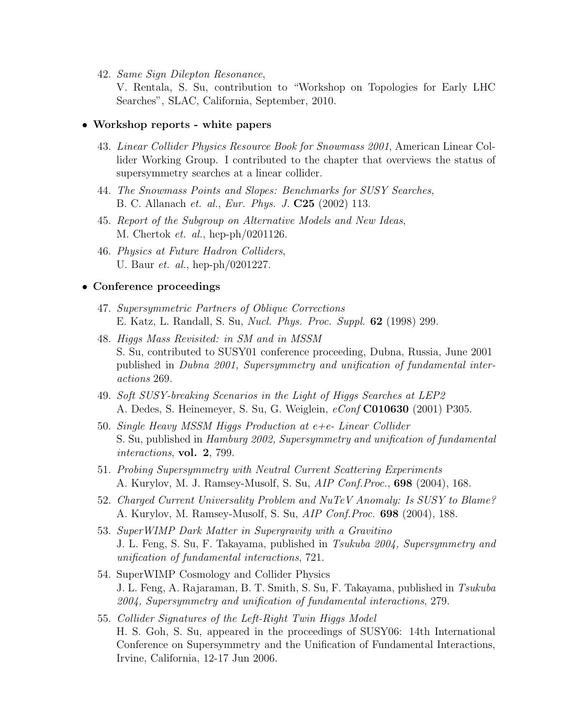42. *Same Sign Dilepton Resonance*,
    V. Rentala, S. Su, contribution to “Workshop on Topologies for Early LHC Searches”, SLAC, California, September, 2010.

- **Workshop reports - white papers**

43. *Linear Collider Physics Resource Book for Snowmass 2001*, American Linear Collider Working Group. I contributed to the chapter that overviews the status of supersymmetry searches at a linear collider.

44. *The Snowmass Points and Slopes: Benchmarks for SUSY Searches*,
    B. C. Allanach *et. al.*, *Eur. Phys. J.* **C25** (2002) 113.

45. *Report of the Subgroup on Alternative Models and New Ideas*,
    M. Chertok *et. al.*, hep-ph/0201126.

46. *Physics at Future Hadron Colliders*,
    U. Baur *et. al.*, hep-ph/0201227.

- **Conference proceedings**

47. *Supersymmetric Partners of Oblique Corrections*
    E. Katz, L. Randall, S. Su, *Nucl. Phys. Proc. Suppl.* **62** (1998) 299.

48. *Higgs Mass Revisited: in SM and in MSSM*
    S. Su, contributed to SUSY01 conference proceeding, Dubna, Russia, June 2001 published in *Dubna 2001, Supersymmetry and unification of fundamental interactions* 269.

49. *Soft SUSY-breaking Scenarios in the Light of Higgs Searches at LEP2*
    A. Dedes, S. Heinemeyer, S. Su, G. Weiglein, *eConf* **C010630** (2001) P305.

50. *Single Heavy MSSM Higgs Production at e+e- Linear Collider*
    S. Su, published in *Hamburg 2002, Supersymmetry and unification of fundamental interactions*, **vol. 2**, 799.

51. *Probing Supersymmetry with Neutral Current Scattering Experiments*
    A. Kurylov, M. J. Ramsey-Musolf, S. Su, *AIP Conf.Proc.*, **698** (2004), 168.

52. *Charged Current Universality Problem and NuTeV Anomaly: Is SUSY to Blame?*
    A. Kurylov, M. Ramsey-Musolf, S. Su, *AIP Conf.Proc.* **698** (2004), 188.

53. *SuperWIMP Dark Matter in Supergravity with a Gravitino*
    J. L. Feng, S. Su, F. Takayama, published in *Tsukuba 2004, Supersymmetry and unification of fundamental interactions*, 721.

54. SuperWIMP Cosmology and Collider Physics
    J. L. Feng, A. Rajaraman, B. T. Smith, S. Su, F. Takayama, published in *Tsukuba 2004, Supersymmetry and unification of fundamental interactions*, 279.

55. *Collider Signatures of the Left-Right Twin Higgs Model*
    H. S. Goh, S. Su, appeared in the proceedings of SUSY06: 14th International Conference on Supersymmetry and the Unification of Fundamental Interactions, Irvine, California, 12-17 Jun 2006.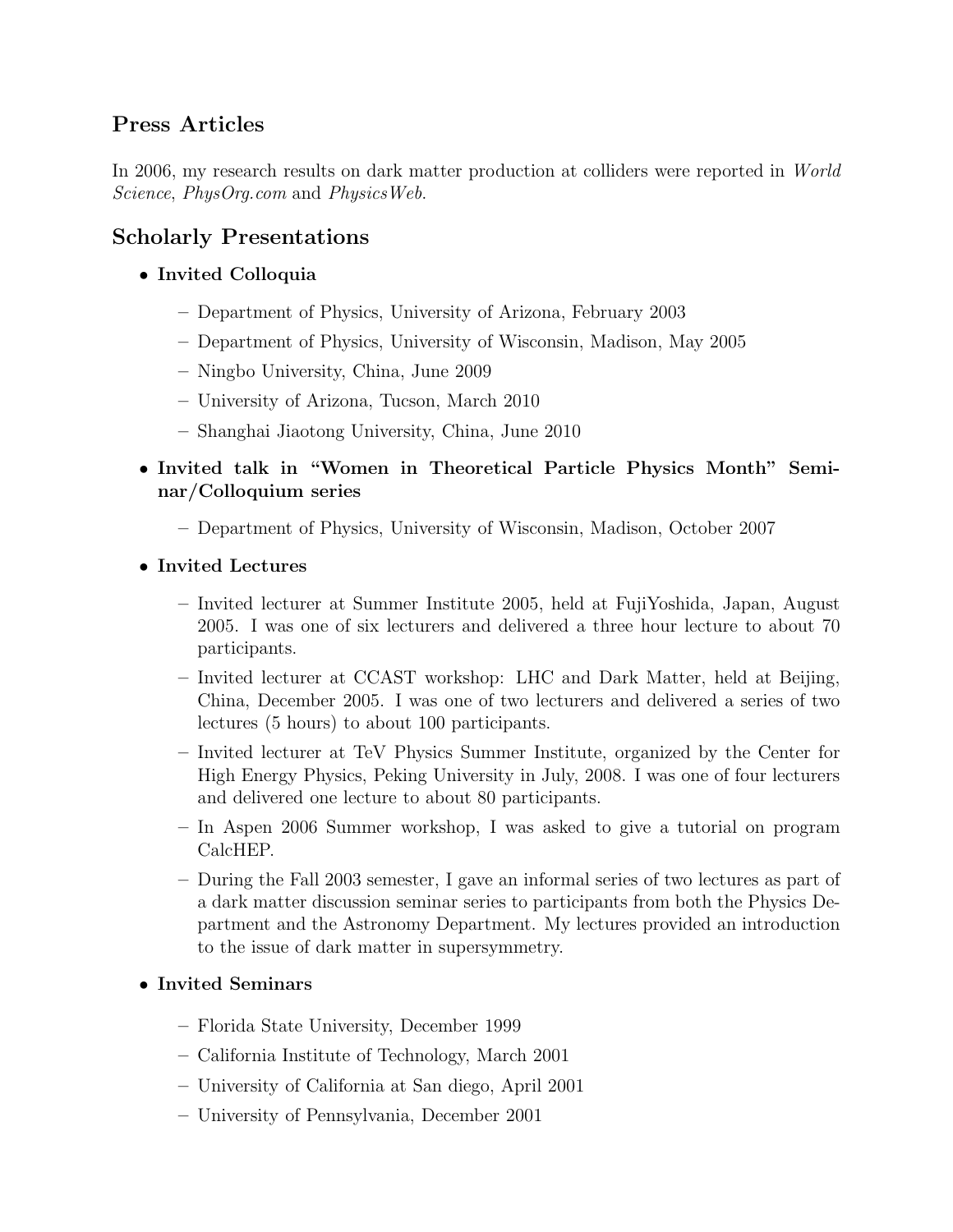## Press Articles

In 2006, my research results on dark matter production at colliders were reported in *World Science*, *PhysOrg.com* and *PhysicsWeb*.

## Scholarly Presentations

- **Invited Colloquia**
  - Department of Physics, University of Arizona, February 2003
  - Department of Physics, University of Wisconsin, Madison, May 2005
  - Ningbo University, China, June 2009
  - University of Arizona, Tucson, March 2010
  - Shanghai Jiaotong University, China, June 2010
- **Invited talk in "Women in Theoretical Particle Physics Month" Seminar/Colloquium series**
  - Department of Physics, University of Wisconsin, Madison, October 2007
- **Invited Lectures**
  - Invited lecturer at Summer Institute 2005, held at FujiYoshida, Japan, August 2005. I was one of six lecturers and delivered a three hour lecture to about 70 participants.
  - Invited lecturer at CCAST workshop: LHC and Dark Matter, held at Beijing, China, December 2005. I was one of two lecturers and delivered a series of two lectures (5 hours) to about 100 participants.
  - Invited lecturer at TeV Physics Summer Institute, organized by the Center for High Energy Physics, Peking University in July, 2008. I was one of four lecturers and delivered one lecture to about 80 participants.
  - In Aspen 2006 Summer workshop, I was asked to give a tutorial on program CalcHEP.
  - During the Fall 2003 semester, I gave an informal series of two lectures as part of a dark matter discussion seminar series to participants from both the Physics Department and the Astronomy Department. My lectures provided an introduction to the issue of dark matter in supersymmetry.
- **Invited Seminars**
  - Florida State University, December 1999
  - California Institute of Technology, March 2001
  - University of California at San diego, April 2001
  - University of Pennsylvania, December 2001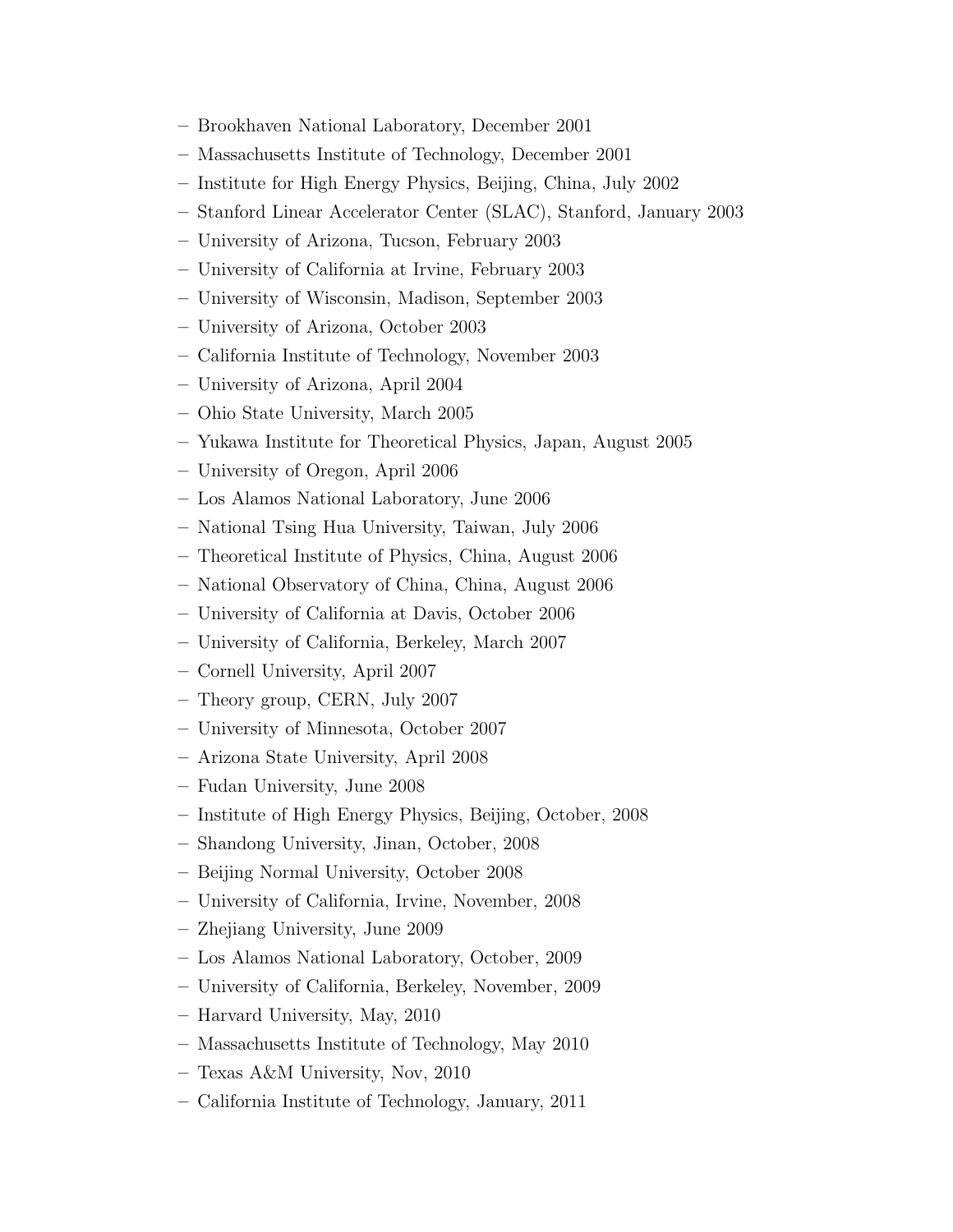- Brookhaven National Laboratory, December 2001
- Massachusetts Institute of Technology, December 2001
- Institute for High Energy Physics, Beijing, China, July 2002
- Stanford Linear Accelerator Center (SLAC), Stanford, January 2003
- University of Arizona, Tucson, February 2003
- University of California at Irvine, February 2003
- University of Wisconsin, Madison, September 2003
- University of Arizona, October 2003
- California Institute of Technology, November 2003
- University of Arizona, April 2004
- Ohio State University, March 2005
- Yukawa Institute for Theoretical Physics, Japan, August 2005
- University of Oregon, April 2006
- Los Alamos National Laboratory, June 2006
- National Tsing Hua University, Taiwan, July 2006
- Theoretical Institute of Physics, China, August 2006
- National Observatory of China, China, August 2006
- University of California at Davis, October 2006
- University of California, Berkeley, March 2007
- Cornell University, April 2007
- Theory group, CERN, July 2007
- University of Minnesota, October 2007
- Arizona State University, April 2008
- Fudan University, June 2008
- Institute of High Energy Physics, Beijing, October, 2008
- Shandong University, Jinan, October, 2008
- Beijing Normal University, October 2008
- University of California, Irvine, November, 2008
- Zhejiang University, June 2009
- Los Alamos National Laboratory, October, 2009
- University of California, Berkeley, November, 2009
- Harvard University, May, 2010
- Massachusetts Institute of Technology, May 2010
- Texas A&M University, Nov, 2010
- California Institute of Technology, January, 2011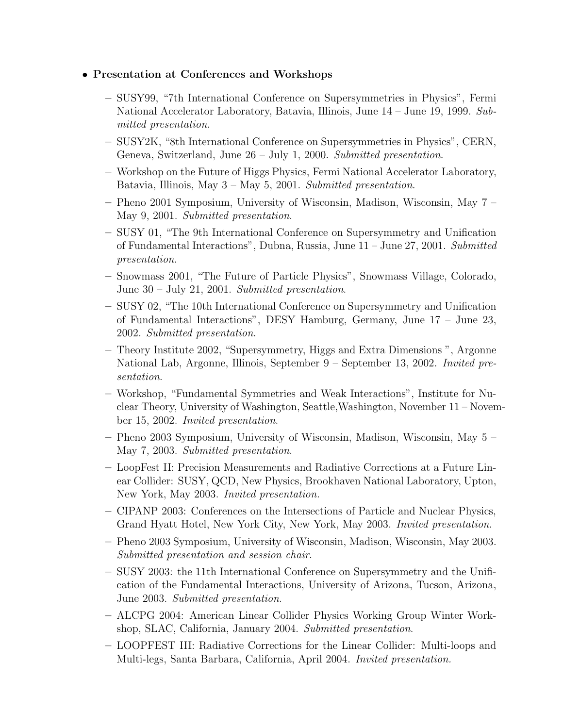- **Presentation at Conferences and Workshops**
  - SUSY99, "7th International Conference on Supersymmetries in Physics", Fermi National Accelerator Laboratory, Batavia, Illinois, June 14 – June 19, 1999. *Submitted presentation.*
  - SUSY2K, "8th International Conference on Supersymmetries in Physics", CERN, Geneva, Switzerland, June 26 – July 1, 2000. *Submitted presentation.*
  - Workshop on the Future of Higgs Physics, Fermi National Accelerator Laboratory, Batavia, Illinois, May 3 – May 5, 2001. *Submitted presentation.*
  - Pheno 2001 Symposium, University of Wisconsin, Madison, Wisconsin, May 7 – May 9, 2001. *Submitted presentation.*
  - SUSY 01, "The 9th International Conference on Supersymmetry and Unification of Fundamental Interactions", Dubna, Russia, June 11 – June 27, 2001. *Submitted presentation.*
  - Snowmass 2001, "The Future of Particle Physics", Snowmass Village, Colorado, June 30 – July 21, 2001. *Submitted presentation.*
  - SUSY 02, "The 10th International Conference on Supersymmetry and Unification of Fundamental Interactions", DESY Hamburg, Germany, June 17 – June 23, 2002. *Submitted presentation.*
  - Theory Institute 2002, "Supersymmetry, Higgs and Extra Dimensions ", Argonne National Lab, Argonne, Illinois, September 9 – September 13, 2002. *Invited presentation.*
  - Workshop, "Fundamental Symmetries and Weak Interactions", Institute for Nuclear Theory, University of Washington, Seattle,Washington, November 11 – November 15, 2002. *Invited presentation.*
  - Pheno 2003 Symposium, University of Wisconsin, Madison, Wisconsin, May 5 – May 7, 2003. *Submitted presentation.*
  - LoopFest II: Precision Measurements and Radiative Corrections at a Future Linear Collider: SUSY, QCD, New Physics, Brookhaven National Laboratory, Upton, New York, May 2003. *Invited presentation.*
  - CIPANP 2003: Conferences on the Intersections of Particle and Nuclear Physics, Grand Hyatt Hotel, New York City, New York, May 2003. *Invited presentation.*
  - Pheno 2003 Symposium, University of Wisconsin, Madison, Wisconsin, May 2003. *Submitted presentation and session chair.*
  - SUSY 2003: the 11th International Conference on Supersymmetry and the Unification of the Fundamental Interactions, University of Arizona, Tucson, Arizona, June 2003. *Submitted presentation.*
  - ALCPG 2004: American Linear Collider Physics Working Group Winter Workshop, SLAC, California, January 2004. *Submitted presentation.*
  - LOOPFEST III: Radiative Corrections for the Linear Collider: Multi-loops and Multi-legs, Santa Barbara, California, April 2004. *Invited presentation.*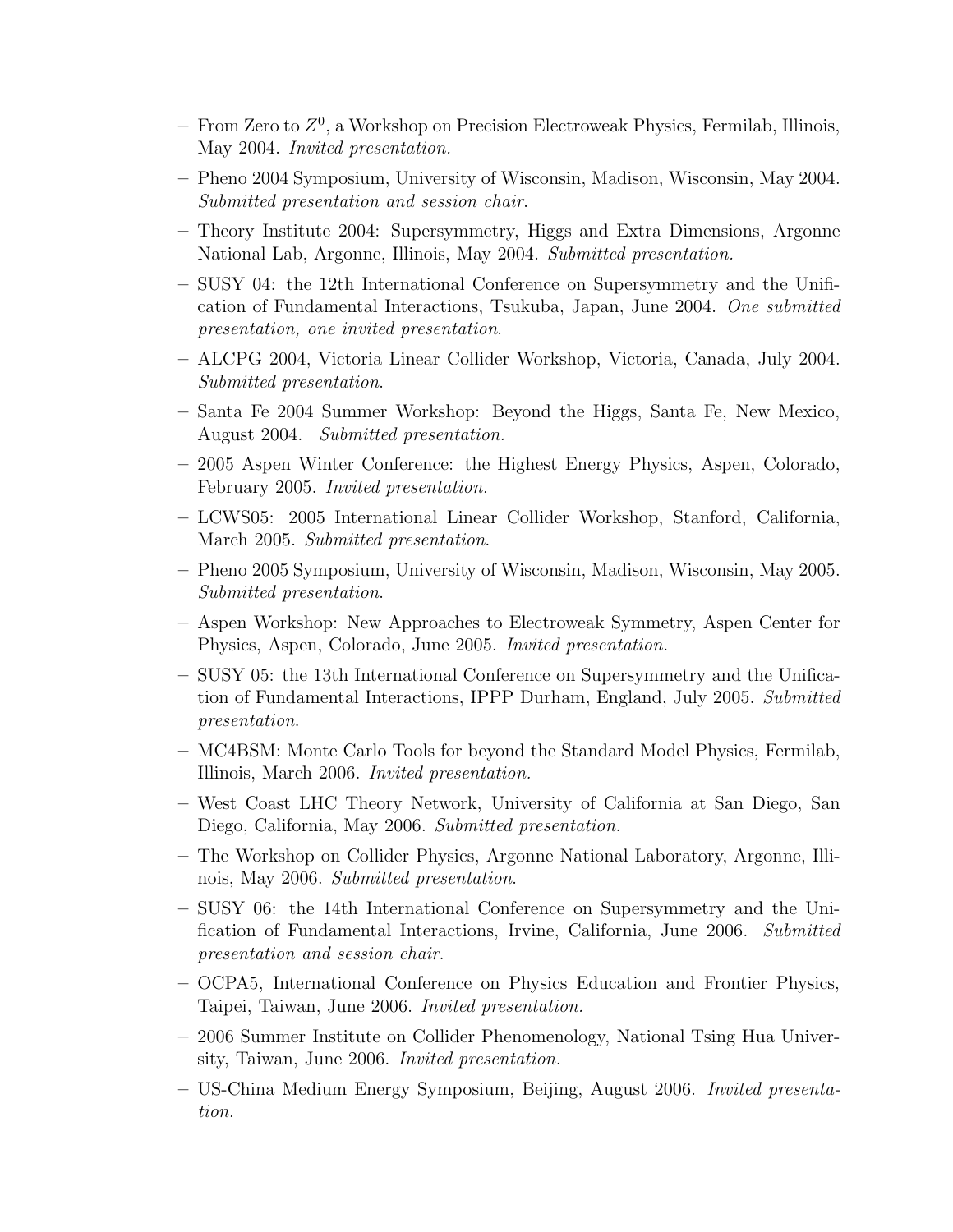- From Zero to $Z^0$, a Workshop on Precision Electroweak Physics, Fermilab, Illinois, May 2004. *Invited presentation.*
- Pheno 2004 Symposium, University of Wisconsin, Madison, Wisconsin, May 2004. *Submitted presentation and session chair.*
- Theory Institute 2004: Supersymmetry, Higgs and Extra Dimensions, Argonne National Lab, Argonne, Illinois, May 2004. *Submitted presentation.*
- SUSY 04: the 12th International Conference on Supersymmetry and the Unification of Fundamental Interactions, Tsukuba, Japan, June 2004. *One submitted presentation, one invited presentation*.
- ALCPG 2004, Victoria Linear Collider Workshop, Victoria, Canada, July 2004. *Submitted presentation*.
- Santa Fe 2004 Summer Workshop: Beyond the Higgs, Santa Fe, New Mexico, August 2004. *Submitted presentation.*
- 2005 Aspen Winter Conference: the Highest Energy Physics, Aspen, Colorado, February 2005. *Invited presentation.*
- LCWS05: 2005 International Linear Collider Workshop, Stanford, California, March 2005. *Submitted presentation*.
- Pheno 2005 Symposium, University of Wisconsin, Madison, Wisconsin, May 2005. *Submitted presentation*.
- Aspen Workshop: New Approaches to Electroweak Symmetry, Aspen Center for Physics, Aspen, Colorado, June 2005. *Invited presentation.*
- SUSY 05: the 13th International Conference on Supersymmetry and the Unification of Fundamental Interactions, IPPP Durham, England, July 2005. *Submitted presentation*.
- MC4BSM: Monte Carlo Tools for beyond the Standard Model Physics, Fermilab, Illinois, March 2006. *Invited presentation.*
- West Coast LHC Theory Network, University of California at San Diego, San Diego, California, May 2006. *Submitted presentation.*
- The Workshop on Collider Physics, Argonne National Laboratory, Argonne, Illinois, May 2006. *Submitted presentation.*
- SUSY 06: the 14th International Conference on Supersymmetry and the Unification of Fundamental Interactions, Irvine, California, June 2006. *Submitted presentation and session chair*.
- OCPA5, International Conference on Physics Education and Frontier Physics, Taipei, Taiwan, June 2006. *Invited presentation.*
- 2006 Summer Institute on Collider Phenomenology, National Tsing Hua University, Taiwan, June 2006. *Invited presentation.*
- US-China Medium Energy Symposium, Beijing, August 2006. *Invited presentation.*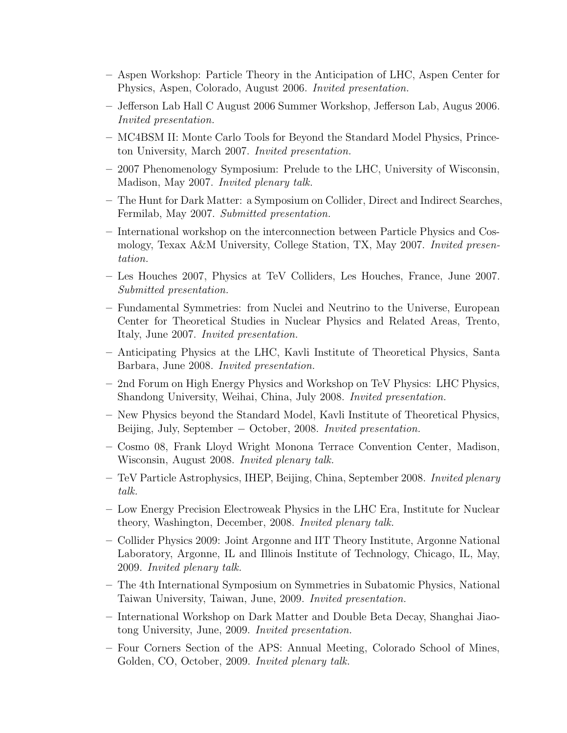- Aspen Workshop: Particle Theory in the Anticipation of LHC, Aspen Center for Physics, Aspen, Colorado, August 2006. *Invited presentation.*
- Jefferson Lab Hall C August 2006 Summer Workshop, Jefferson Lab, Augus 2006. *Invited presentation.*
- MC4BSM II: Monte Carlo Tools for Beyond the Standard Model Physics, Princeton University, March 2007. *Invited presentation.*
- 2007 Phenomenology Symposium: Prelude to the LHC, University of Wisconsin, Madison, May 2007. *Invited plenary talk.*
- The Hunt for Dark Matter: a Symposium on Collider, Direct and Indirect Searches, Fermilab, May 2007. *Submitted presentation.*
- International workshop on the interconnection between Particle Physics and Cosmology, Texax A&M University, College Station, TX, May 2007. *Invited presentation.*
- Les Houches 2007, Physics at TeV Colliders, Les Houches, France, June 2007. *Submitted presentation.*
- Fundamental Symmetries: from Nuclei and Neutrino to the Universe, European Center for Theoretical Studies in Nuclear Physics and Related Areas, Trento, Italy, June 2007. *Invited presentation.*
- Anticipating Physics at the LHC, Kavli Institute of Theoretical Physics, Santa Barbara, June 2008. *Invited presentation.*
- 2nd Forum on High Energy Physics and Workshop on TeV Physics: LHC Physics, Shandong University, Weihai, China, July 2008. *Invited presentation.*
- New Physics beyond the Standard Model, Kavli Institute of Theoretical Physics, Beijing, July, September − October, 2008. *Invited presentation.*
- Cosmo 08, Frank Lloyd Wright Monona Terrace Convention Center, Madison, Wisconsin, August 2008. *Invited plenary talk.*
- TeV Particle Astrophysics, IHEP, Beijing, China, September 2008. *Invited plenary talk.*
- Low Energy Precision Electroweak Physics in the LHC Era, Institute for Nuclear theory, Washington, December, 2008. *Invited plenary talk.*
- Collider Physics 2009: Joint Argonne and IIT Theory Institute, Argonne National Laboratory, Argonne, IL and Illinois Institute of Technology, Chicago, IL, May, 2009. *Invited plenary talk.*
- The 4th International Symposium on Symmetries in Subatomic Physics, National Taiwan University, Taiwan, June, 2009. *Invited presentation.*
- International Workshop on Dark Matter and Double Beta Decay, Shanghai Jiaotong University, June, 2009. *Invited presentation.*
- Four Corners Section of the APS: Annual Meeting, Colorado School of Mines, Golden, CO, October, 2009. *Invited plenary talk.*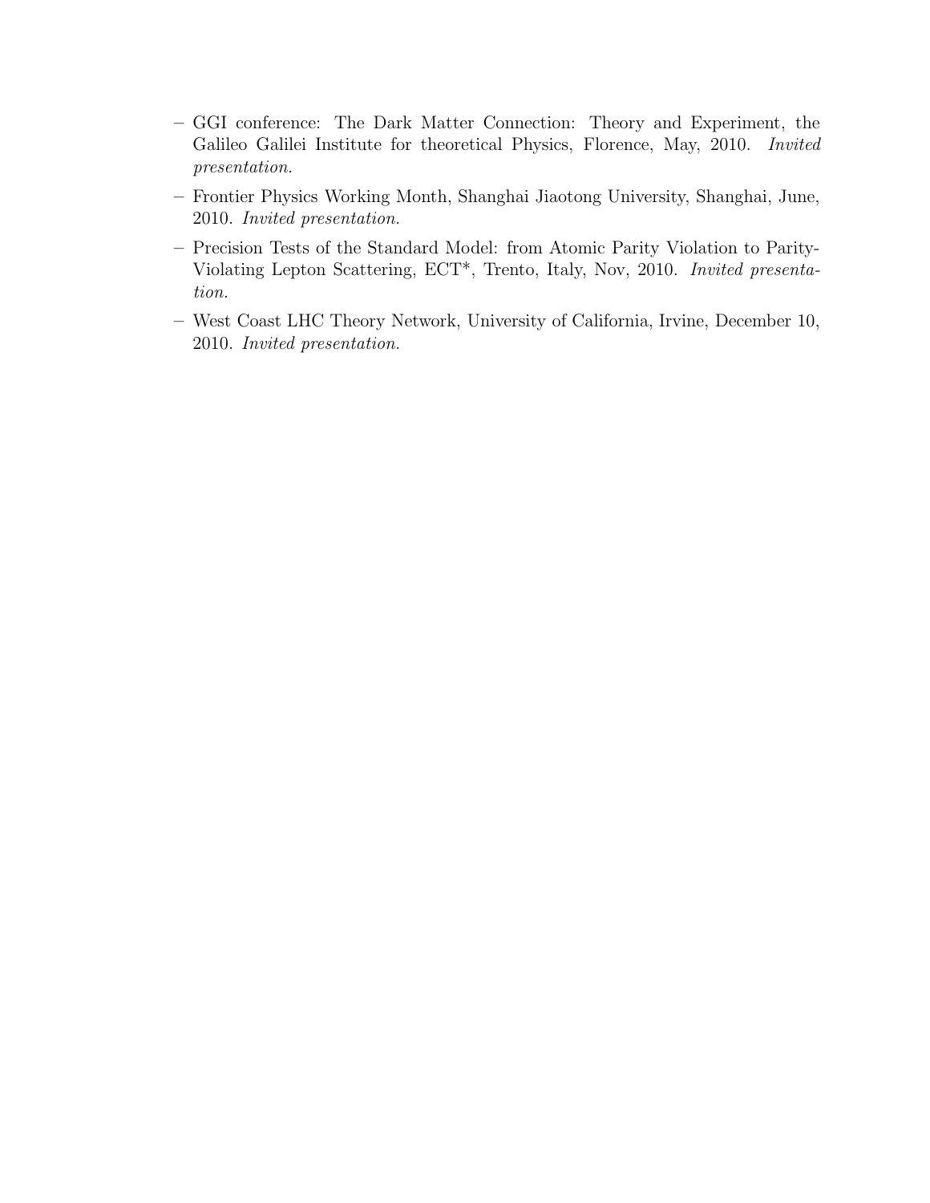- GGI conference: The Dark Matter Connection: Theory and Experiment, the Galileo Galilei Institute for theoretical Physics, Florence, May, 2010. *Invited presentation.*
- Frontier Physics Working Month, Shanghai Jiaotong University, Shanghai, June, 2010. *Invited presentation.*
- Precision Tests of the Standard Model: from Atomic Parity Violation to Parity-Violating Lepton Scattering, ECT*, Trento, Italy, Nov, 2010. *Invited presentation.*
- West Coast LHC Theory Network, University of California, Irvine, December 10, 2010. *Invited presentation.*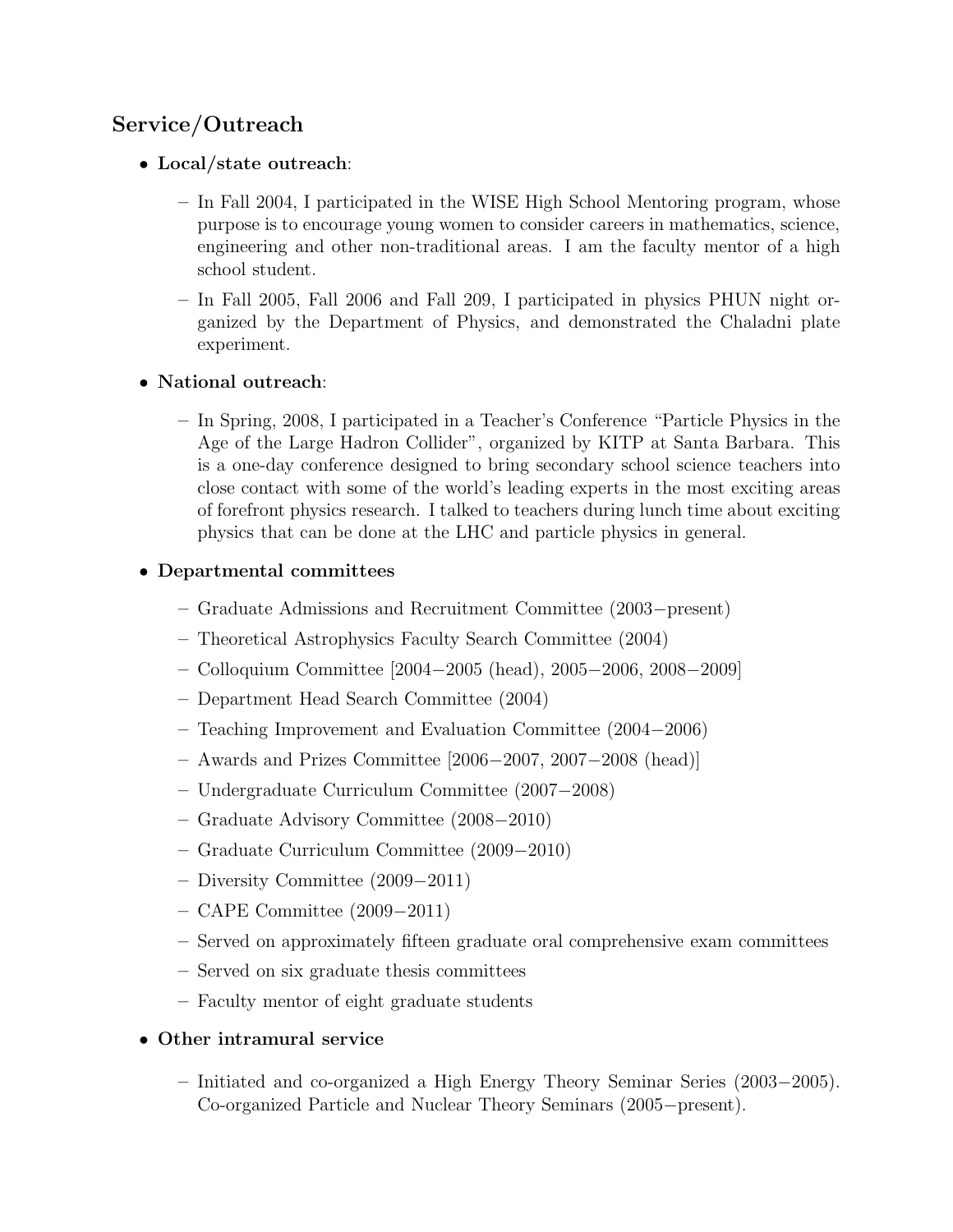## Service/Outreach

- **Local/state outreach**:
  - In Fall 2004, I participated in the WISE High School Mentoring program, whose purpose is to encourage young women to consider careers in mathematics, science, engineering and other non-traditional areas. I am the faculty mentor of a high school student.
  - In Fall 2005, Fall 2006 and Fall 209, I participated in physics PHUN night organized by the Department of Physics, and demonstrated the Chaladni plate experiment.
- **National outreach**:
  - In Spring, 2008, I participated in a Teacher's Conference "Particle Physics in the Age of the Large Hadron Collider", organized by KITP at Santa Barbara. This is a one-day conference designed to bring secondary school science teachers into close contact with some of the world's leading experts in the most exciting areas of forefront physics research. I talked to teachers during lunch time about exciting physics that can be done at the LHC and particle physics in general.
- **Departmental committees**
  - Graduate Admissions and Recruitment Committee (2003−present)
  - Theoretical Astrophysics Faculty Search Committee (2004)
  - Colloquium Committee [2004−2005 (head), 2005−2006, 2008−2009]
  - Department Head Search Committee (2004)
  - Teaching Improvement and Evaluation Committee (2004−2006)
  - Awards and Prizes Committee [2006−2007, 2007−2008 (head)]
  - Undergraduate Curriculum Committee (2007−2008)
  - Graduate Advisory Committee (2008−2010)
  - Graduate Curriculum Committee (2009−2010)
  - Diversity Committee (2009−2011)
  - CAPE Committee (2009−2011)
  - Served on approximately fifteen graduate oral comprehensive exam committees
  - Served on six graduate thesis committees
  - Faculty mentor of eight graduate students
- **Other intramural service**
  - Initiated and co-organized a High Energy Theory Seminar Series (2003−2005). Co-organized Particle and Nuclear Theory Seminars (2005−present).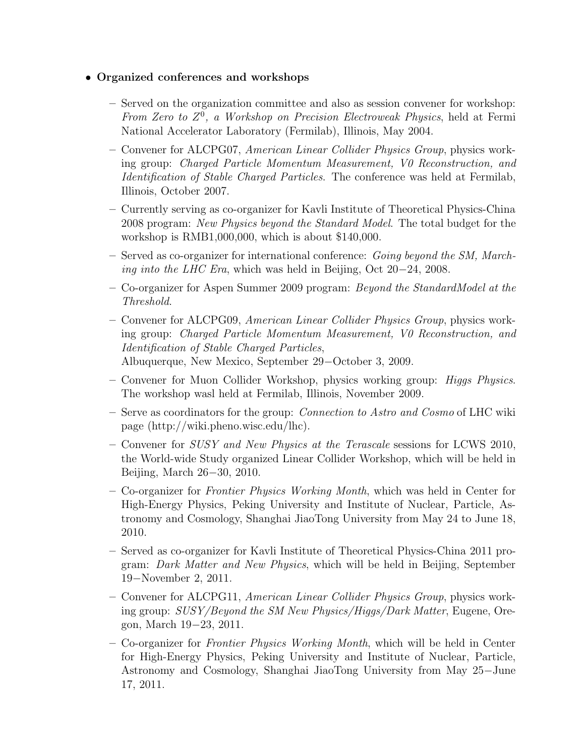- **Organized conferences and workshops**
  - Served on the organization committee and also as session convener for workshop: *From Zero to $Z^0$, a Workshop on Precision Electroweak Physics*, held at Fermi National Accelerator Laboratory (Fermilab), Illinois, May 2004.
  - Convener for ALCPG07, *American Linear Collider Physics Group*, physics working group: *Charged Particle Momentum Measurement, V0 Reconstruction, and Identification of Stable Charged Particles*. The conference was held at Fermilab, Illinois, October 2007.
  - Currently serving as co-organizer for Kavli Institute of Theoretical Physics-China 2008 program: *New Physics beyond the Standard Model*. The total budget for the workshop is RMB1,000,000, which is about $140,000.
  - Served as co-organizer for international conference: *Going beyond the SM, Marching into the LHC Era*, which was held in Beijing, Oct 20−24, 2008.
  - Co-organizer for Aspen Summer 2009 program: *Beyond the StandardModel at the Threshold*.
  - Convener for ALCPG09, *American Linear Collider Physics Group*, physics working group: *Charged Particle Momentum Measurement, V0 Reconstruction, and Identification of Stable Charged Particles*,
    Albuquerque, New Mexico, September 29−October 3, 2009.
  - Convener for Muon Collider Workshop, physics working group: *Higgs Physics*. The workshop wasl held at Fermilab, Illinois, November 2009.
  - Serve as coordinators for the group: *Connection to Astro and Cosmo* of LHC wiki page (http://wiki.pheno.wisc.edu/lhc).
  - Convener for *SUSY and New Physics at the Terascale* sessions for LCWS 2010, the World-wide Study organized Linear Collider Workshop, which will be held in Beijing, March 26−30, 2010.
  - Co-organizer for *Frontier Physics Working Month*, which was held in Center for High-Energy Physics, Peking University and Institute of Nuclear, Particle, Astronomy and Cosmology, Shanghai JiaoTong University from May 24 to June 18, 2010.
  - Served as co-organizer for Kavli Institute of Theoretical Physics-China 2011 program: *Dark Matter and New Physics*, which will be held in Beijing, September 19−November 2, 2011.
  - Convener for ALCPG11, *American Linear Collider Physics Group*, physics working group: *SUSY/Beyond the SM New Physics/Higgs/Dark Matter*, Eugene, Oregon, March 19−23, 2011.
  - Co-organizer for *Frontier Physics Working Month*, which will be held in Center for High-Energy Physics, Peking University and Institute of Nuclear, Particle, Astronomy and Cosmology, Shanghai JiaoTong University from May 25−June 17, 2011.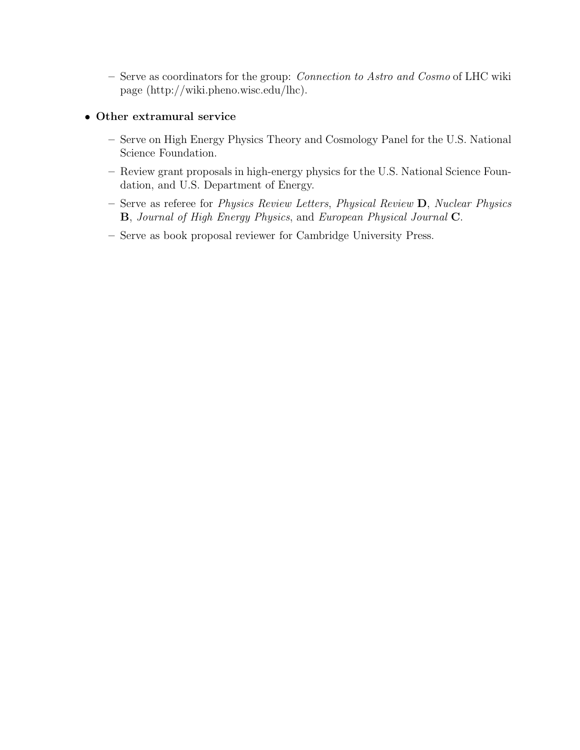- Serve as coordinators for the group: *Connection to Astro and Cosmo* of LHC wiki page (http://wiki.pheno.wisc.edu/lhc).

- **Other extramural service**
  - Serve on High Energy Physics Theory and Cosmology Panel for the U.S. National Science Foundation.
  - Review grant proposals in high-energy physics for the U.S. National Science Foundation, and U.S. Department of Energy.
  - Serve as referee for *Physics Review Letters*, *Physical Review* **D**, *Nuclear Physics* **B**, *Journal of High Energy Physics*, and *European Physical Journal* **C**.
  - Serve as book proposal reviewer for Cambridge University Press.